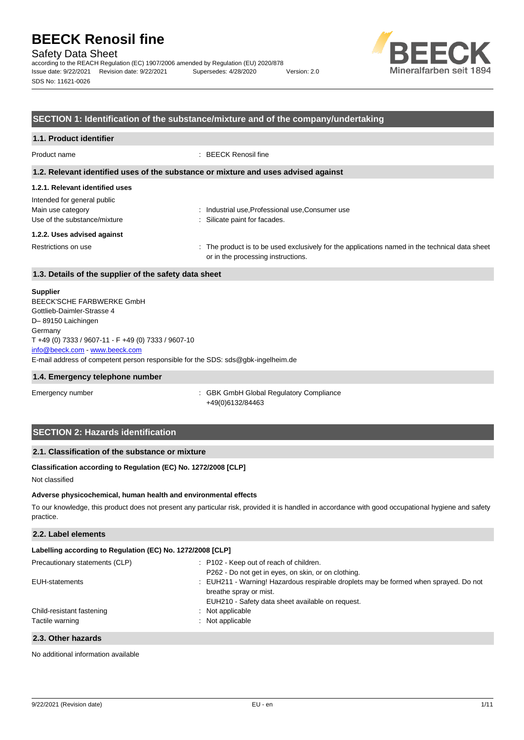# BEECK Renosil fine

Safety Data Sheet

according to the REACH Regulation (EC) 1907/2006 amended by Regulation (EU) 2020/878

Issue date: 9/22/2021 Revision date: 9/22/2021 Supersedes: 4/28/2020 Version: 2.0

SDS No: 11621-0026

## SECTION 1: Identification of the substance/mixture and of the company/undertaking

### 1.1. Product identifier

Product name : BEECK Renosil fine

### 1.2. Relevant identified uses of the substance or mixture and uses advised against

#### 1.2.1. Relevant identified uses

Intended for general public

Main use category : Industrial use,Professional use,Consumer use

Use of the substance/mixture : Silicate paint for facades.

#### 1.2.2. Uses advised against

Restrictions on use : The product is to be used exclusively for the applications named in the technical data sheet or in the processing instructions.

### 1.3. Details of the supplier of the safety data sheet

**Supplier**

BEECK'SCHE FARBWERKE GmbH
Gottlieb-Daimler-Strasse 4
D– 89150 Laichingen
Germany
T +49 (0) 7333 / 9607-11 - F +49 (0) 7333 / 9607-10
info@beeck.com - www.beeck.com
E-mail address of competent person responsible for the SDS: sds@gbk-ingelheim.de

### 1.4. Emergency telephone number

Emergency number : GBK GmbH Global Regulatory Compliance
+49(0)6132/84463

## SECTION 2: Hazards identification

### 2.1. Classification of the substance or mixture

**Classification according to Regulation (EC) No. 1272/2008 [CLP]**

Not classified

**Adverse physicochemical, human health and environmental effects**

To our knowledge, this product does not present any particular risk, provided it is handled in accordance with good occupational hygiene and safety practice.

### 2.2. Label elements

**Labelling according to Regulation (EC) No. 1272/2008 [CLP]**

Precautionary statements (CLP) : P102 - Keep out of reach of children.
P262 - Do not get in eyes, on skin, or on clothing.

EUH-statements : EUH211 - Warning! Hazardous respirable droplets may be formed when sprayed. Do not breathe spray or mist.
EUH210 - Safety data sheet available on request.

Child-resistant fastening : Not applicable

Tactile warning : Not applicable

### 2.3. Other hazards

No additional information available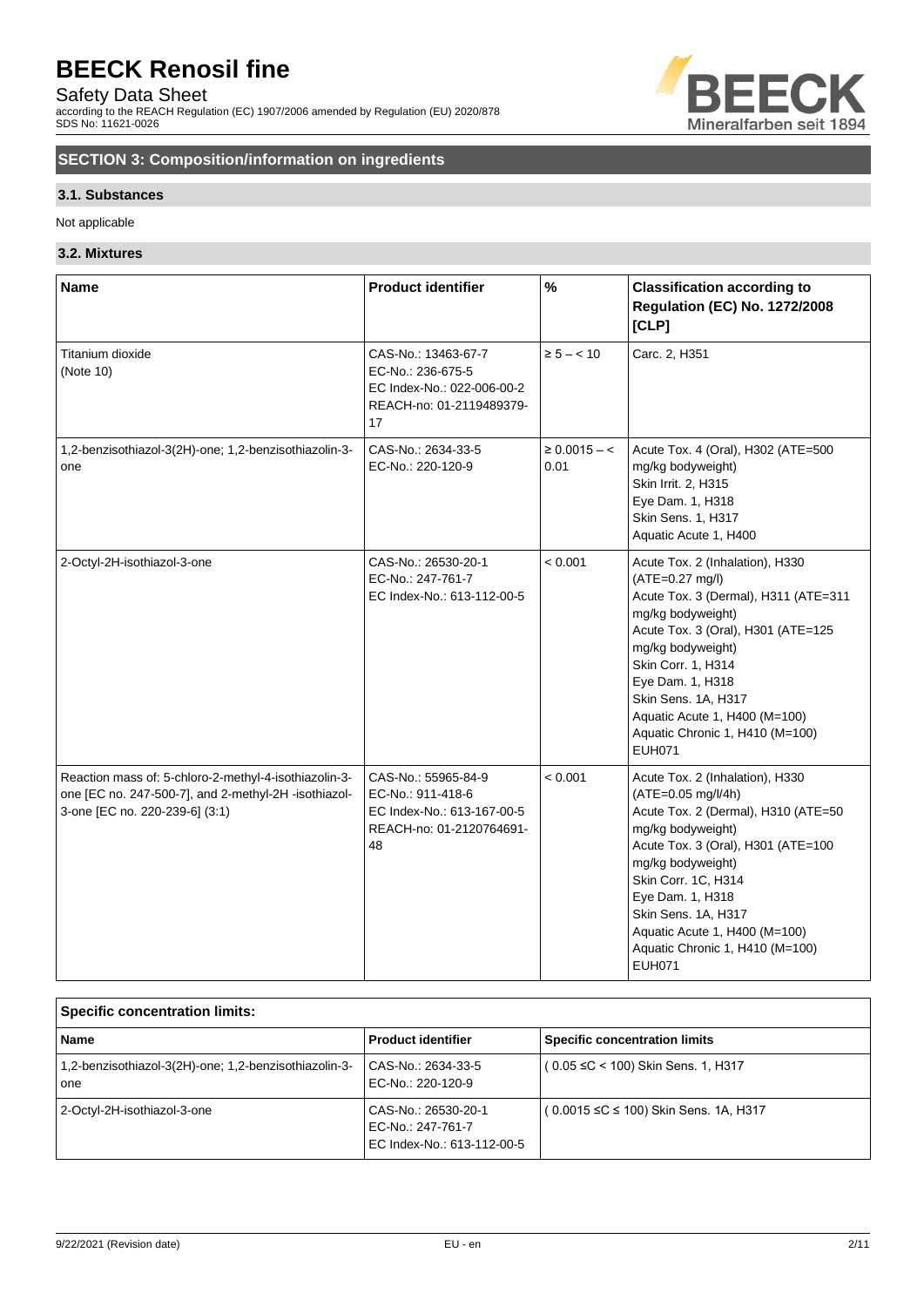## SECTION 3: Composition/information on ingredients

### 3.1. Substances

Not applicable

### 3.2. Mixtures

| Name | Product identifier | % | Classification according to Regulation (EC) No. 1272/2008 [CLP] |
|---|---|---|---|
| Titanium dioxide<br>(Note 10) | CAS-No.: 13463-67-7<br>EC-No.: 236-675-5<br>EC Index-No.: 022-006-00-2<br>REACH-no: 01-2119489379-17 | ≥ 5 – < 10 | Carc. 2, H351 |
| 1,2-benzisothiazol-3(2H)-one; 1,2-benzisothiazolin-3-one | CAS-No.: 2634-33-5<br>EC-No.: 220-120-9 | ≥ 0.0015 – < 0.01 | Acute Tox. 4 (Oral), H302 (ATE=500 mg/kg bodyweight)<br>Skin Irrit. 2, H315<br>Eye Dam. 1, H318<br>Skin Sens. 1, H317<br>Aquatic Acute 1, H400 |
| 2-Octyl-2H-isothiazol-3-one | CAS-No.: 26530-20-1<br>EC-No.: 247-761-7<br>EC Index-No.: 613-112-00-5 | < 0.001 | Acute Tox. 2 (Inhalation), H330 (ATE=0.27 mg/l)<br>Acute Tox. 3 (Dermal), H311 (ATE=311 mg/kg bodyweight)<br>Acute Tox. 3 (Oral), H301 (ATE=125 mg/kg bodyweight)<br>Skin Corr. 1, H314<br>Eye Dam. 1, H318<br>Skin Sens. 1A, H317<br>Aquatic Acute 1, H400 (M=100)<br>Aquatic Chronic 1, H410 (M=100)<br>EUH071 |
| Reaction mass of: 5-chloro-2-methyl-4-isothiazolin-3-one [EC no. 247-500-7], and 2-methyl-2H -isothiazol-3-one [EC no. 220-239-6] (3:1) | CAS-No.: 55965-84-9<br>EC-No.: 911-418-6<br>EC Index-No.: 613-167-00-5<br>REACH-no: 01-2120764691-48 | < 0.001 | Acute Tox. 2 (Inhalation), H330 (ATE=0.05 mg/l/4h)<br>Acute Tox. 2 (Dermal), H310 (ATE=50 mg/kg bodyweight)<br>Acute Tox. 3 (Oral), H301 (ATE=100 mg/kg bodyweight)<br>Skin Corr. 1C, H314<br>Eye Dam. 1, H318<br>Skin Sens. 1A, H317<br>Aquatic Acute 1, H400 (M=100)<br>Aquatic Chronic 1, H410 (M=100)<br>EUH071 |

**Specific concentration limits:**

| Name | Product identifier | Specific concentration limits |
|---|---|---|
| 1,2-benzisothiazol-3(2H)-one; 1,2-benzisothiazolin-3-one | CAS-No.: 2634-33-5<br>EC-No.: 220-120-9 | ( 0.05 ≤C < 100) Skin Sens. 1, H317 |
| 2-Octyl-2H-isothiazol-3-one | CAS-No.: 26530-20-1<br>EC-No.: 247-761-7<br>EC Index-No.: 613-112-00-5 | ( 0.0015 ≤C ≤ 100) Skin Sens. 1A, H317 |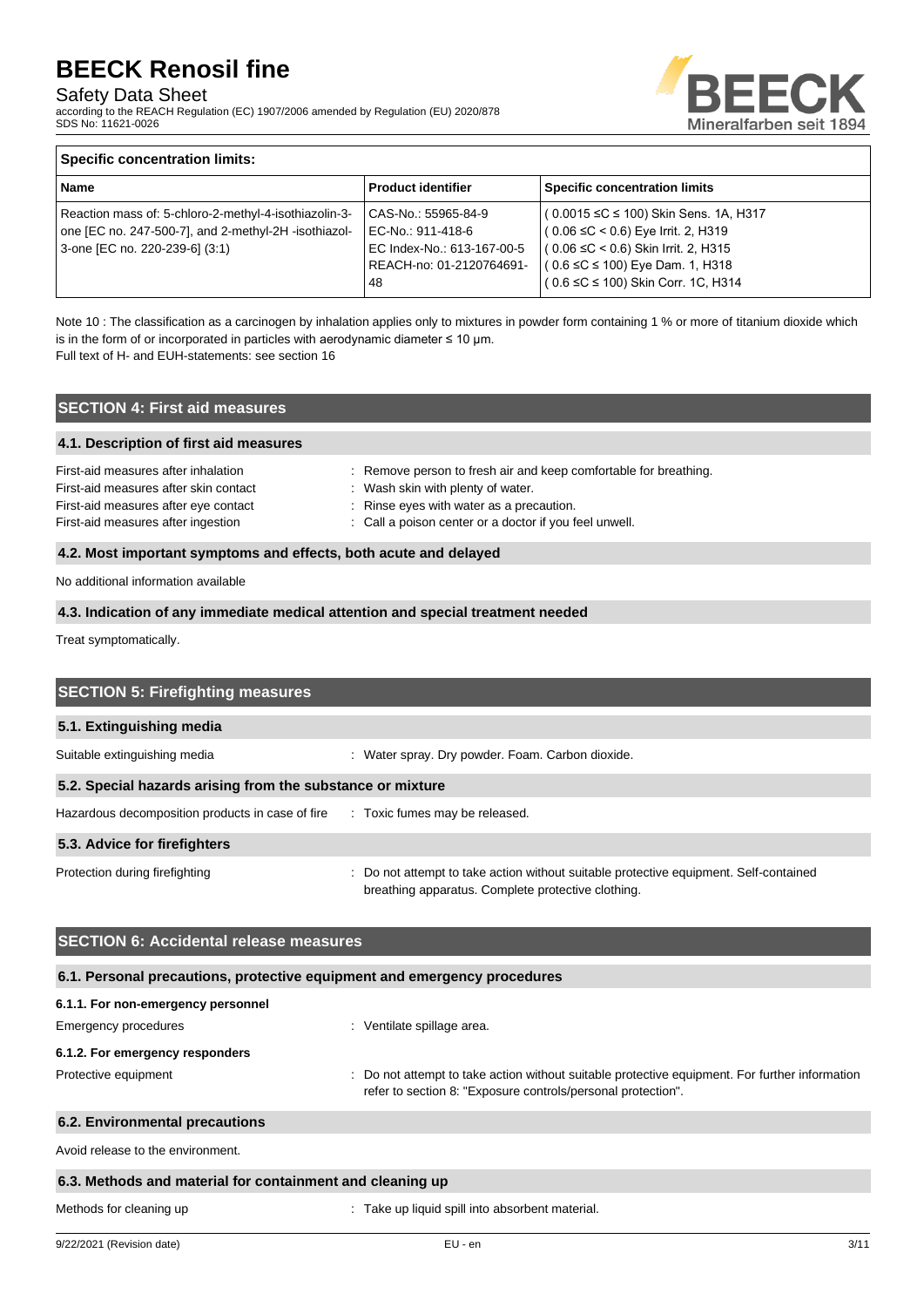**Specific concentration limits:**

| Name | Product identifier | Specific concentration limits |
|---|---|---|
| Reaction mass of: 5-chloro-2-methyl-4-isothiazolin-3-one [EC no. 247-500-7], and 2-methyl-2H -isothiazol-3-one [EC no. 220-239-6] (3:1) | CAS-No.: 55965-84-9<br>EC-No.: 911-418-6<br>EC Index-No.: 613-167-00-5<br>REACH-no: 01-2120764691-48 | ( 0.0015 ≤C ≤ 100) Skin Sens. 1A, H317<br>( 0.06 ≤C < 0.6) Eye Irrit. 2, H319<br>( 0.06 ≤C < 0.6) Skin Irrit. 2, H315<br>( 0.6 ≤C ≤ 100) Eye Dam. 1, H318<br>( 0.6 ≤C ≤ 100) Skin Corr. 1C, H314 |

Note 10 : The classification as a carcinogen by inhalation applies only to mixtures in powder form containing 1 % or more of titanium dioxide which is in the form of or incorporated in particles with aerodynamic diameter ≤ 10 μm.
Full text of H- and EUH-statements: see section 16

## SECTION 4: First aid measures

### 4.1. Description of first aid measures

First-aid measures after inhalation : Remove person to fresh air and keep comfortable for breathing.
First-aid measures after skin contact : Wash skin with plenty of water.
First-aid measures after eye contact : Rinse eyes with water as a precaution.
First-aid measures after ingestion : Call a poison center or a doctor if you feel unwell.

### 4.2. Most important symptoms and effects, both acute and delayed

No additional information available

### 4.3. Indication of any immediate medical attention and special treatment needed

Treat symptomatically.

## SECTION 5: Firefighting measures

### 5.1. Extinguishing media

Suitable extinguishing media : Water spray. Dry powder. Foam. Carbon dioxide.

### 5.2. Special hazards arising from the substance or mixture

Hazardous decomposition products in case of fire : Toxic fumes may be released.

### 5.3. Advice for firefighters

Protection during firefighting : Do not attempt to take action without suitable protective equipment. Self-contained breathing apparatus. Complete protective clothing.

## SECTION 6: Accidental release measures

### 6.1. Personal precautions, protective equipment and emergency procedures

**6.1.1. For non-emergency personnel**

Emergency procedures : Ventilate spillage area.

**6.1.2. For emergency responders**

Protective equipment : Do not attempt to take action without suitable protective equipment. For further information refer to section 8: "Exposure controls/personal protection".

### 6.2. Environmental precautions

Avoid release to the environment.

### 6.3. Methods and material for containment and cleaning up

Methods for cleaning up : Take up liquid spill into absorbent material.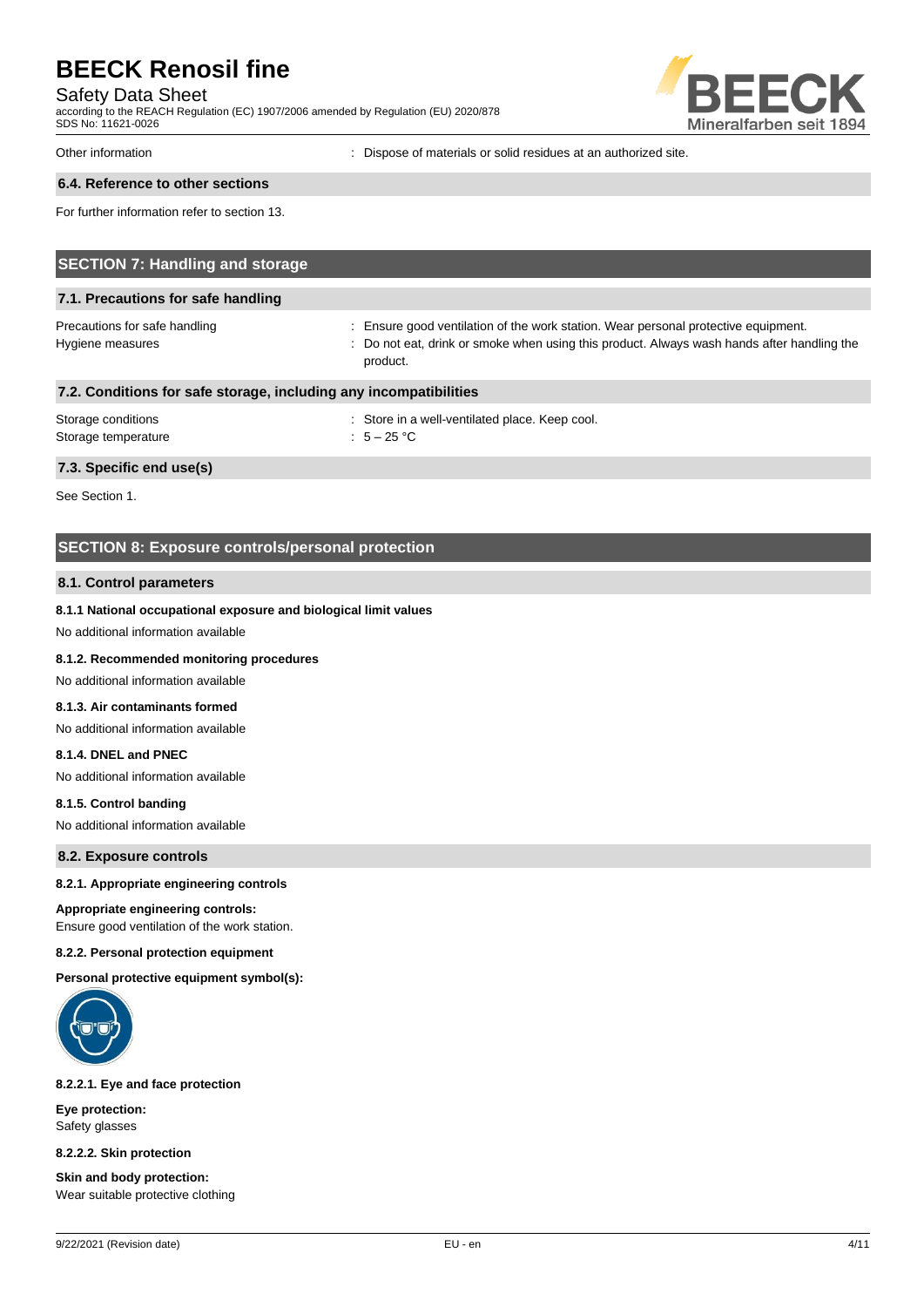Other information : Dispose of materials or solid residues at an authorized site.

### 6.4. Reference to other sections

For further information refer to section 13.

## SECTION 7: Handling and storage

### 7.1. Precautions for safe handling

Precautions for safe handling : Ensure good ventilation of the work station. Wear personal protective equipment.

Hygiene measures : Do not eat, drink or smoke when using this product. Always wash hands after handling the product.

### 7.2. Conditions for safe storage, including any incompatibilities

Storage conditions : Store in a well-ventilated place. Keep cool.

Storage temperature : 5 – 25 °C

### 7.3. Specific end use(s)

See Section 1.

## SECTION 8: Exposure controls/personal protection

### 8.1. Control parameters

#### 8.1.1 National occupational exposure and biological limit values

No additional information available

#### 8.1.2. Recommended monitoring procedures

No additional information available

#### 8.1.3. Air contaminants formed

No additional information available

#### 8.1.4. DNEL and PNEC

No additional information available

#### 8.1.5. Control banding

No additional information available

### 8.2. Exposure controls

#### 8.2.1. Appropriate engineering controls

**Appropriate engineering controls:**
Ensure good ventilation of the work station.

#### 8.2.2. Personal protection equipment

**Personal protective equipment symbol(s):**

#### 8.2.2.1. Eye and face protection

**Eye protection:**
Safety glasses

#### 8.2.2.2. Skin protection

**Skin and body protection:**
Wear suitable protective clothing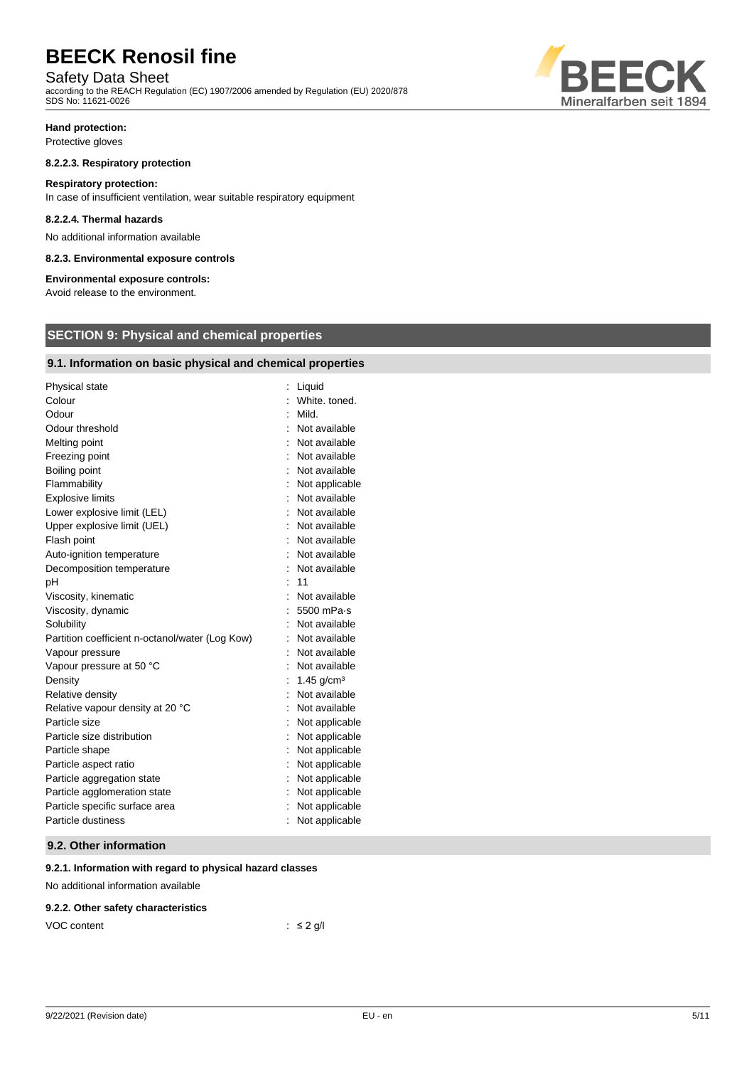**Hand protection:**

Protective gloves

#### 8.2.2.3. Respiratory protection

**Respiratory protection:**

In case of insufficient ventilation, wear suitable respiratory equipment

#### 8.2.2.4. Thermal hazards

No additional information available

#### 8.2.3. Environmental exposure controls

**Environmental exposure controls:**

Avoid release to the environment.

## SECTION 9: Physical and chemical properties

### 9.1. Information on basic physical and chemical properties

| | |
|---|---|
| Physical state | : Liquid |
| Colour | : White. toned. |
| Odour | : Mild. |
| Odour threshold | : Not available |
| Melting point | : Not available |
| Freezing point | : Not available |
| Boiling point | : Not available |
| Flammability | : Not applicable |
| Explosive limits | : Not available |
| Lower explosive limit (LEL) | : Not available |
| Upper explosive limit (UEL) | : Not available |
| Flash point | : Not available |
| Auto-ignition temperature | : Not available |
| Decomposition temperature | : Not available |
| pH | : 11 |
| Viscosity, kinematic | : Not available |
| Viscosity, dynamic | : 5500 mPa·s |
| Solubility | : Not available |
| Partition coefficient n-octanol/water (Log Kow) | : Not available |
| Vapour pressure | : Not available |
| Vapour pressure at 50 °C | : Not available |
| Density | : 1.45 g/cm³ |
| Relative density | : Not available |
| Relative vapour density at 20 °C | : Not available |
| Particle size | : Not applicable |
| Particle size distribution | : Not applicable |
| Particle shape | : Not applicable |
| Particle aspect ratio | : Not applicable |
| Particle aggregation state | : Not applicable |
| Particle agglomeration state | : Not applicable |
| Particle specific surface area | : Not applicable |
| Particle dustiness | : Not applicable |

### 9.2. Other information

#### 9.2.1. Information with regard to physical hazard classes

No additional information available

#### 9.2.2. Other safety characteristics

| | |
|---|---|
| VOC content | : ≤ 2 g/l |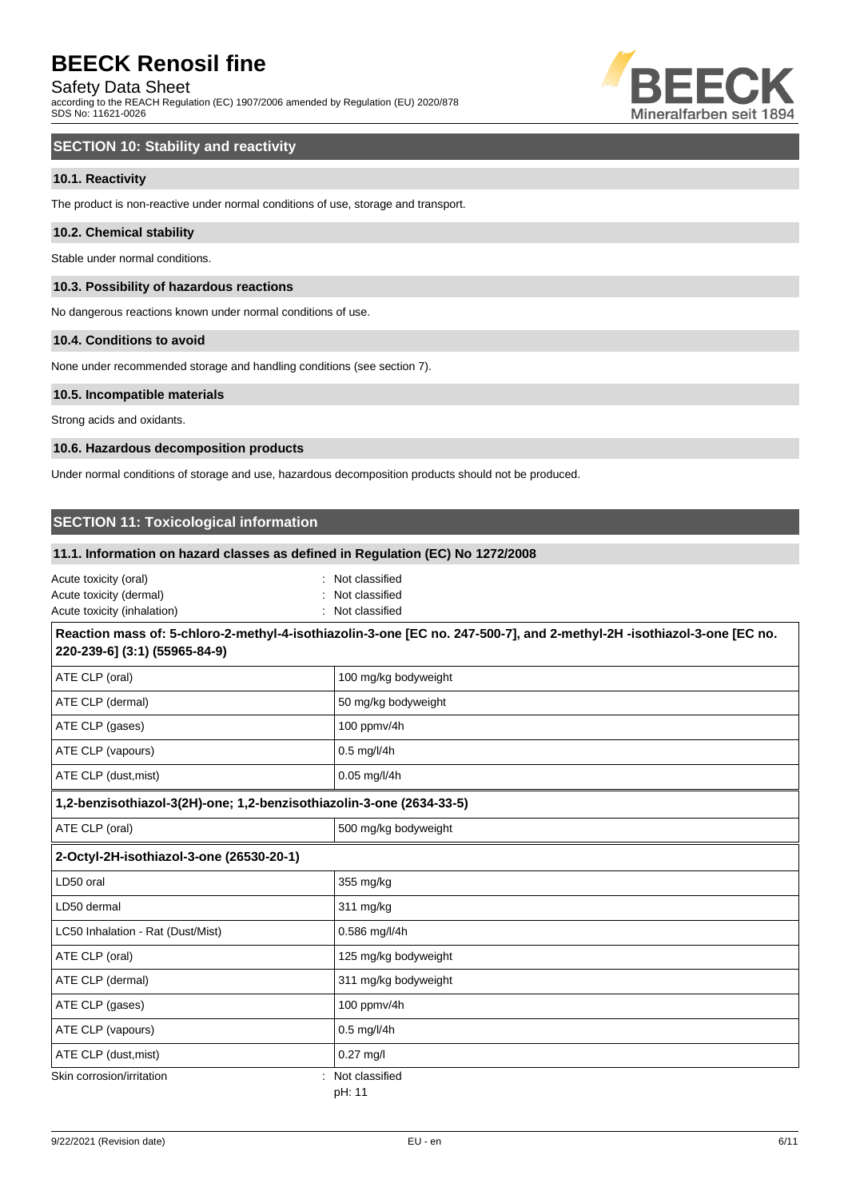## SECTION 10: Stability and reactivity

### 10.1. Reactivity

The product is non-reactive under normal conditions of use, storage and transport.

### 10.2. Chemical stability

Stable under normal conditions.

### 10.3. Possibility of hazardous reactions

No dangerous reactions known under normal conditions of use.

### 10.4. Conditions to avoid

None under recommended storage and handling conditions (see section 7).

### 10.5. Incompatible materials

Strong acids and oxidants.

### 10.6. Hazardous decomposition products

Under normal conditions of storage and use, hazardous decomposition products should not be produced.

## SECTION 11: Toxicological information

### 11.1. Information on hazard classes as defined in Regulation (EC) No 1272/2008

Acute toxicity (oral) : Not classified
Acute toxicity (dermal) : Not classified
Acute toxicity (inhalation) : Not classified

| **Reaction mass of: 5-chloro-2-methyl-4-isothiazolin-3-one [EC no. 247-500-7], and 2-methyl-2H -isothiazol-3-one [EC no. 220-239-6] (3:1) (55965-84-9)** | |
|---|---|
| ATE CLP (oral) | 100 mg/kg bodyweight |
| ATE CLP (dermal) | 50 mg/kg bodyweight |
| ATE CLP (gases) | 100 ppmv/4h |
| ATE CLP (vapours) | 0.5 mg/l/4h |
| ATE CLP (dust,mist) | 0.05 mg/l/4h |

| **1,2-benzisothiazol-3(2H)-one; 1,2-benzisothiazolin-3-one (2634-33-5)** | |
|---|---|
| ATE CLP (oral) | 500 mg/kg bodyweight |

| **2-Octyl-2H-isothiazol-3-one (26530-20-1)** | |
|---|---|
| LD50 oral | 355 mg/kg |
| LD50 dermal | 311 mg/kg |
| LC50 Inhalation - Rat (Dust/Mist) | 0.586 mg/l/4h |
| ATE CLP (oral) | 125 mg/kg bodyweight |
| ATE CLP (dermal) | 311 mg/kg bodyweight |
| ATE CLP (gases) | 100 ppmv/4h |
| ATE CLP (vapours) | 0.5 mg/l/4h |
| ATE CLP (dust,mist) | 0.27 mg/l |

Skin corrosion/irritation : Not classified
pH: 11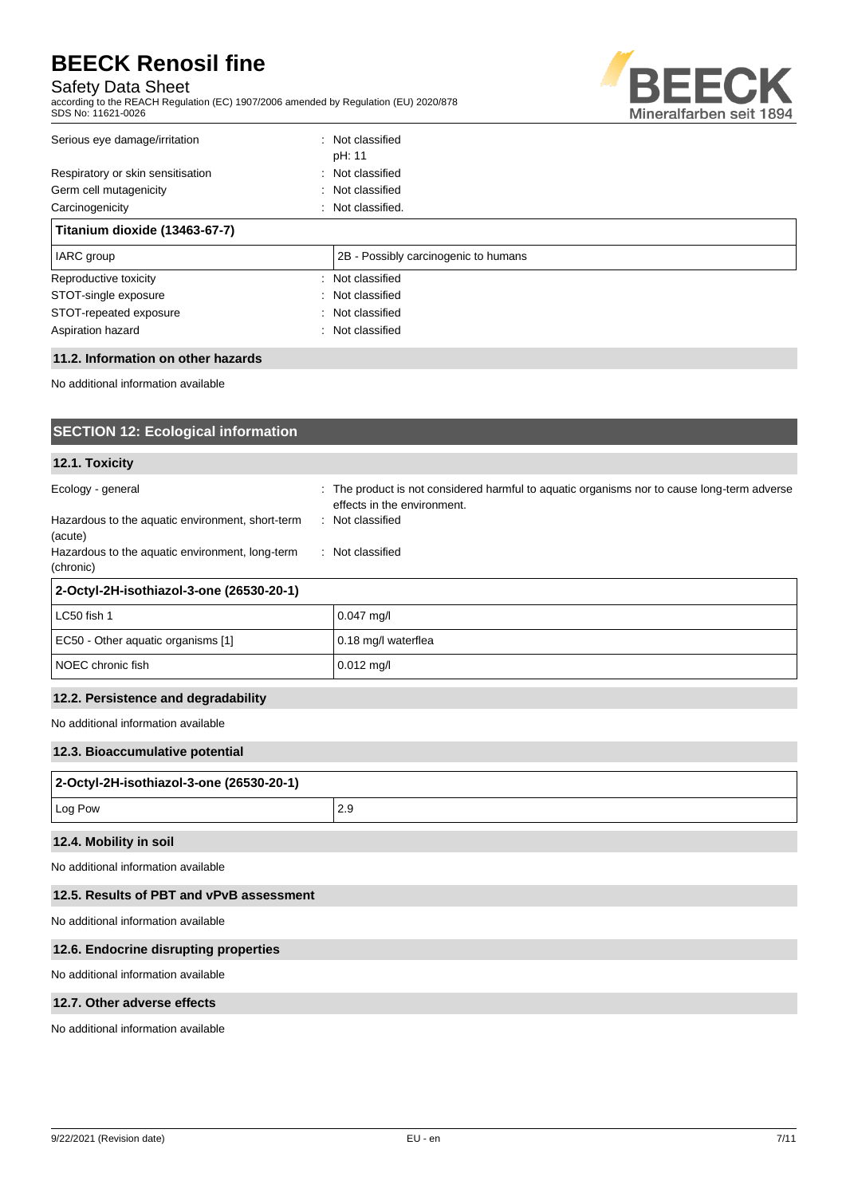| | |
|---|---|
| Serious eye damage/irritation | : Not classified<br>pH: 11 |
| Respiratory or skin sensitisation | : Not classified |
| Germ cell mutagenicity | : Not classified |
| Carcinogenicity | : Not classified. |

| Titanium dioxide (13463-67-7) | |
|---|---|
| IARC group | 2B - Possibly carcinogenic to humans |

| | |
|---|---|
| Reproductive toxicity | : Not classified |
| STOT-single exposure | : Not classified |
| STOT-repeated exposure | : Not classified |
| Aspiration hazard | : Not classified |

### 11.2. Information on other hazards

No additional information available

## SECTION 12: Ecological information

### 12.1. Toxicity

| | |
|---|---|
| Ecology - general | : The product is not considered harmful to aquatic organisms nor to cause long-term adverse effects in the environment. |
| Hazardous to the aquatic environment, short-term (acute) | : Not classified |
| Hazardous to the aquatic environment, long-term (chronic) | : Not classified |

| 2-Octyl-2H-isothiazol-3-one (26530-20-1) | |
|---|---|
| LC50 fish 1 | 0.047 mg/l |
| EC50 - Other aquatic organisms [1] | 0.18 mg/l waterflea |
| NOEC chronic fish | 0.012 mg/l |

### 12.2. Persistence and degradability

No additional information available

### 12.3. Bioaccumulative potential

| 2-Octyl-2H-isothiazol-3-one (26530-20-1) | |
|---|---|
| Log Pow | 2.9 |

### 12.4. Mobility in soil

No additional information available

### 12.5. Results of PBT and vPvB assessment

No additional information available

### 12.6. Endocrine disrupting properties

No additional information available

### 12.7. Other adverse effects

No additional information available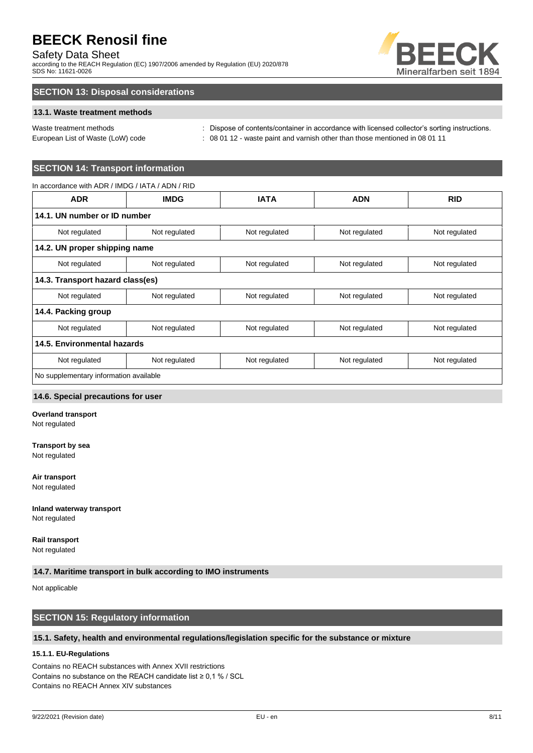## SECTION 13: Disposal considerations

### 13.1. Waste treatment methods

Waste treatment methods : Dispose of contents/container in accordance with licensed collector's sorting instructions.

European List of Waste (LoW) code : 08 01 12 - waste paint and varnish other than those mentioned in 08 01 11

## SECTION 14: Transport information

In accordance with ADR / IMDG / IATA / ADN / RID

| ADR | IMDG | IATA | ADN | RID |
|---|---|---|---|---|
| **14.1. UN number or ID number** | | | | |
| Not regulated | Not regulated | Not regulated | Not regulated | Not regulated |
| **14.2. UN proper shipping name** | | | | |
| Not regulated | Not regulated | Not regulated | Not regulated | Not regulated |
| **14.3. Transport hazard class(es)** | | | | |
| Not regulated | Not regulated | Not regulated | Not regulated | Not regulated |
| **14.4. Packing group** | | | | |
| Not regulated | Not regulated | Not regulated | Not regulated | Not regulated |
| **14.5. Environmental hazards** | | | | |
| Not regulated | Not regulated | Not regulated | Not regulated | Not regulated |
| No supplementary information available | | | | |

### 14.6. Special precautions for user

**Overland transport**
Not regulated

**Transport by sea**
Not regulated

**Air transport**
Not regulated

**Inland waterway transport**
Not regulated

**Rail transport**
Not regulated

### 14.7. Maritime transport in bulk according to IMO instruments

Not applicable

## SECTION 15: Regulatory information

### 15.1. Safety, health and environmental regulations/legislation specific for the substance or mixture

#### 15.1.1. EU-Regulations

Contains no REACH substances with Annex XVII restrictions
Contains no substance on the REACH candidate list ≥ 0,1 % / SCL
Contains no REACH Annex XIV substances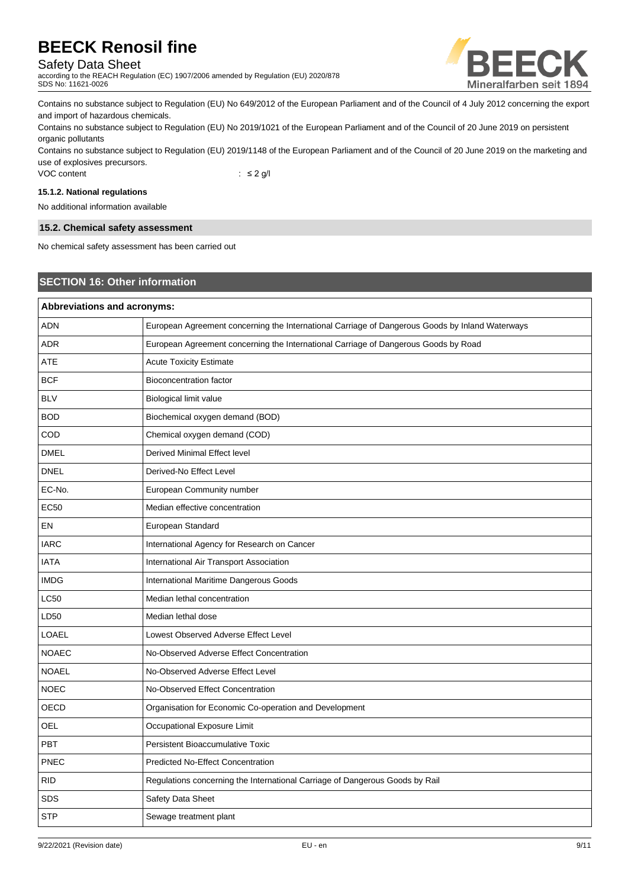Contains no substance subject to Regulation (EU) No 649/2012 of the European Parliament and of the Council of 4 July 2012 concerning the export and import of hazardous chemicals.

Contains no substance subject to Regulation (EU) No 2019/1021 of the European Parliament and of the Council of 20 June 2019 on persistent organic pollutants

Contains no substance subject to Regulation (EU) 2019/1148 of the European Parliament and of the Council of 20 June 2019 on the marketing and use of explosives precursors.

VOC content : ≤ 2 g/l

#### 15.1.2. National regulations

No additional information available

### 15.2. Chemical safety assessment

No chemical safety assessment has been carried out

## SECTION 16: Other information

| Abbreviations and acronyms: | |
|---|---|
| ADN | European Agreement concerning the International Carriage of Dangerous Goods by Inland Waterways |
| ADR | European Agreement concerning the International Carriage of Dangerous Goods by Road |
| ATE | Acute Toxicity Estimate |
| BCF | Bioconcentration factor |
| BLV | Biological limit value |
| BOD | Biochemical oxygen demand (BOD) |
| COD | Chemical oxygen demand (COD) |
| DMEL | Derived Minimal Effect level |
| DNEL | Derived-No Effect Level |
| EC-No. | European Community number |
| EC50 | Median effective concentration |
| EN | European Standard |
| IARC | International Agency for Research on Cancer |
| IATA | International Air Transport Association |
| IMDG | International Maritime Dangerous Goods |
| LC50 | Median lethal concentration |
| LD50 | Median lethal dose |
| LOAEL | Lowest Observed Adverse Effect Level |
| NOAEC | No-Observed Adverse Effect Concentration |
| NOAEL | No-Observed Adverse Effect Level |
| NOEC | No-Observed Effect Concentration |
| OECD | Organisation for Economic Co-operation and Development |
| OEL | Occupational Exposure Limit |
| PBT | Persistent Bioaccumulative Toxic |
| PNEC | Predicted No-Effect Concentration |
| RID | Regulations concerning the International Carriage of Dangerous Goods by Rail |
| SDS | Safety Data Sheet |
| STP | Sewage treatment plant |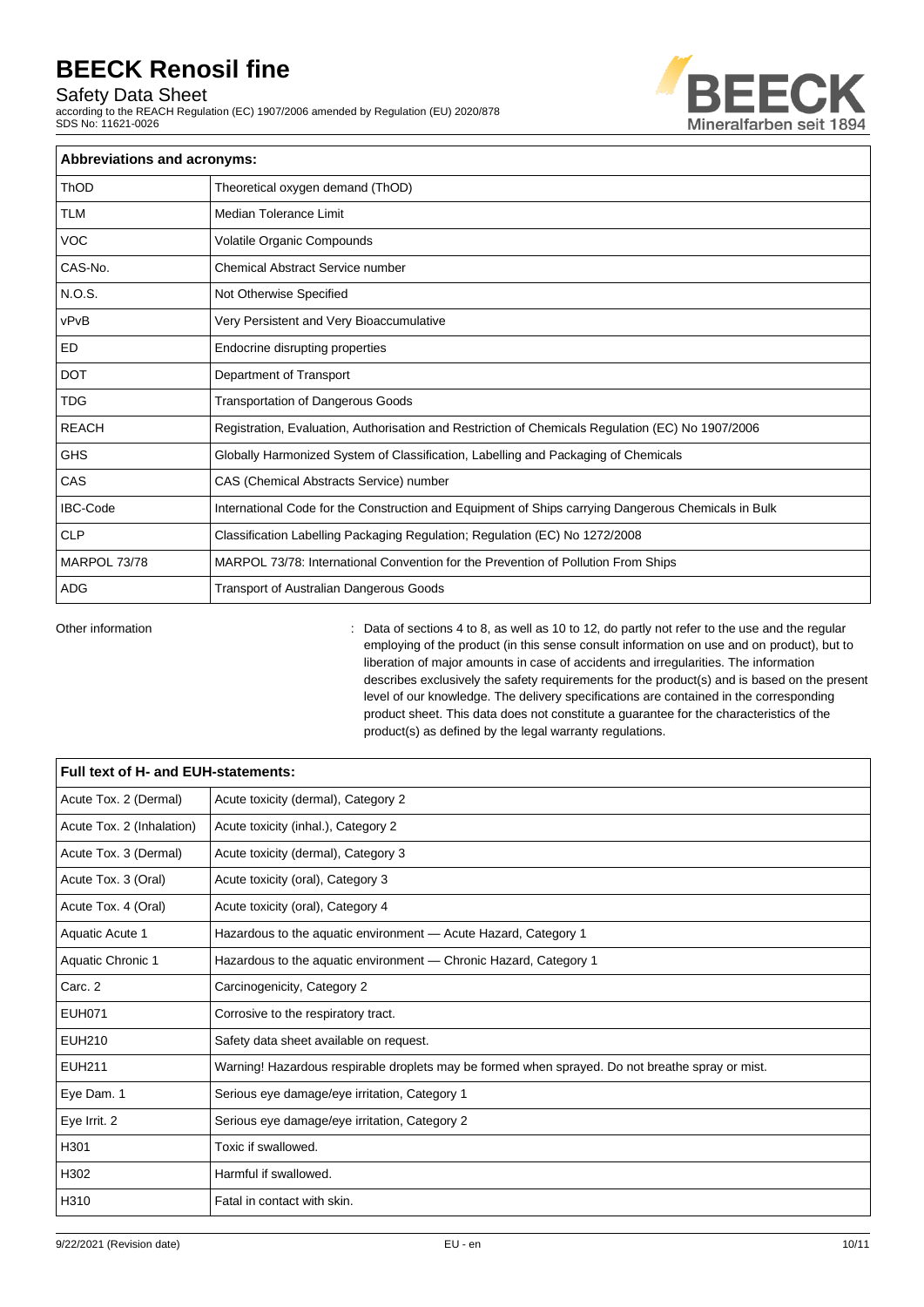| Abbreviations and acronyms: | |
|---|---|
| ThOD | Theoretical oxygen demand (ThOD) |
| TLM | Median Tolerance Limit |
| VOC | Volatile Organic Compounds |
| CAS-No. | Chemical Abstract Service number |
| N.O.S. | Not Otherwise Specified |
| vPvB | Very Persistent and Very Bioaccumulative |
| ED | Endocrine disrupting properties |
| DOT | Department of Transport |
| TDG | Transportation of Dangerous Goods |
| REACH | Registration, Evaluation, Authorisation and Restriction of Chemicals Regulation (EC) No 1907/2006 |
| GHS | Globally Harmonized System of Classification, Labelling and Packaging of Chemicals |
| CAS | CAS (Chemical Abstracts Service) number |
| IBC-Code | International Code for the Construction and Equipment of Ships carrying Dangerous Chemicals in Bulk |
| CLP | Classification Labelling Packaging Regulation; Regulation (EC) No 1272/2008 |
| MARPOL 73/78 | MARPOL 73/78: International Convention for the Prevention of Pollution From Ships |
| ADG | Transport of Australian Dangerous Goods |

Other information : Data of sections 4 to 8, as well as 10 to 12, do partly not refer to the use and the regular employing of the product (in this sense consult information on use and on product), but to liberation of major amounts in case of accidents and irregularities. The information describes exclusively the safety requirements for the product(s) and is based on the present level of our knowledge. The delivery specifications are contained in the corresponding product sheet. This data does not constitute a guarantee for the characteristics of the product(s) as defined by the legal warranty regulations.

| Full text of H- and EUH-statements: | |
|---|---|
| Acute Tox. 2 (Dermal) | Acute toxicity (dermal), Category 2 |
| Acute Tox. 2 (Inhalation) | Acute toxicity (inhal.), Category 2 |
| Acute Tox. 3 (Dermal) | Acute toxicity (dermal), Category 3 |
| Acute Tox. 3 (Oral) | Acute toxicity (oral), Category 3 |
| Acute Tox. 4 (Oral) | Acute toxicity (oral), Category 4 |
| Aquatic Acute 1 | Hazardous to the aquatic environment — Acute Hazard, Category 1 |
| Aquatic Chronic 1 | Hazardous to the aquatic environment — Chronic Hazard, Category 1 |
| Carc. 2 | Carcinogenicity, Category 2 |
| EUH071 | Corrosive to the respiratory tract. |
| EUH210 | Safety data sheet available on request. |
| EUH211 | Warning! Hazardous respirable droplets may be formed when sprayed. Do not breathe spray or mist. |
| Eye Dam. 1 | Serious eye damage/eye irritation, Category 1 |
| Eye Irrit. 2 | Serious eye damage/eye irritation, Category 2 |
| H301 | Toxic if swallowed. |
| H302 | Harmful if swallowed. |
| H310 | Fatal in contact with skin. |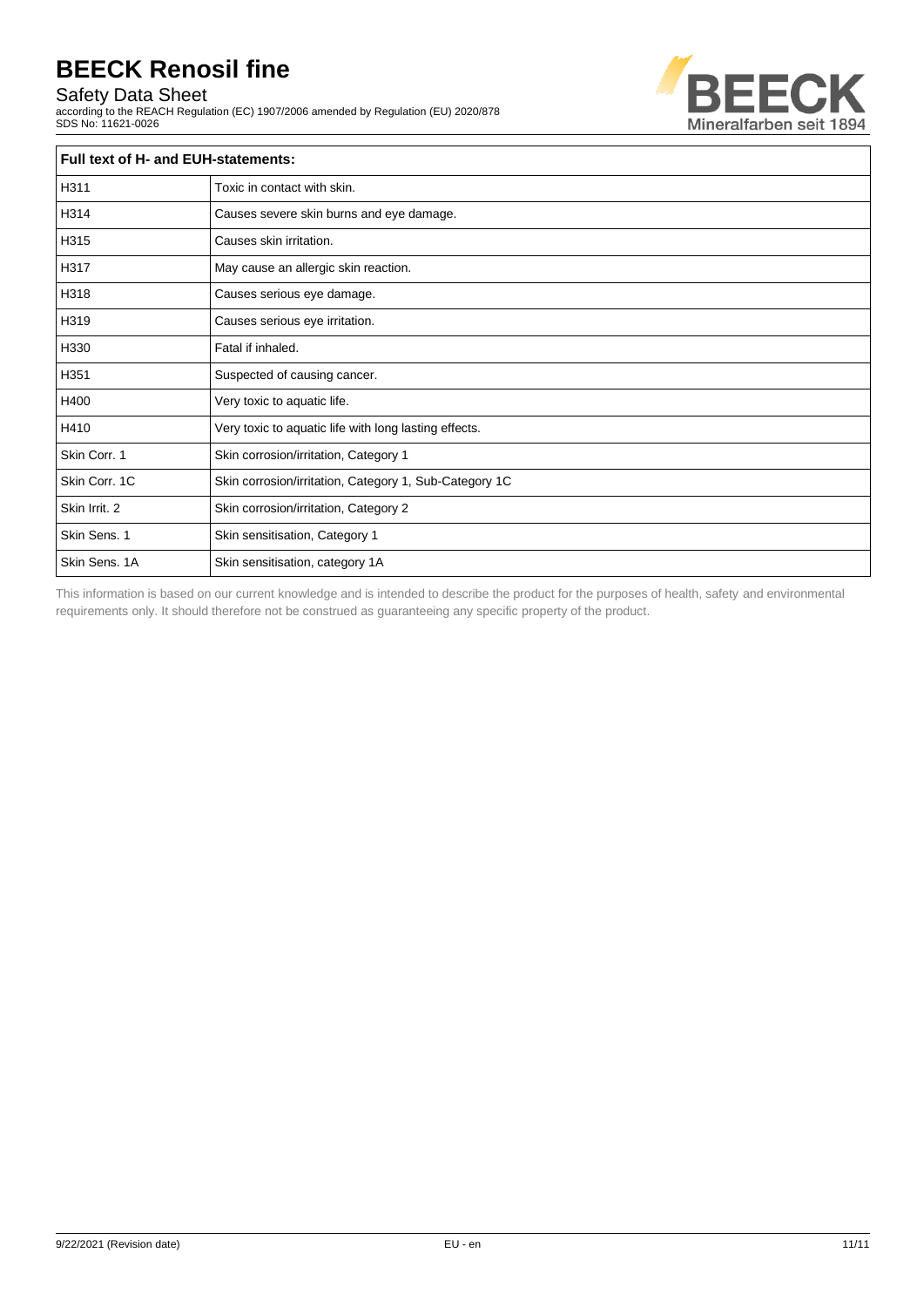| Full text of H- and EUH-statements: | |
|---|---|
| H311 | Toxic in contact with skin. |
| H314 | Causes severe skin burns and eye damage. |
| H315 | Causes skin irritation. |
| H317 | May cause an allergic skin reaction. |
| H318 | Causes serious eye damage. |
| H319 | Causes serious eye irritation. |
| H330 | Fatal if inhaled. |
| H351 | Suspected of causing cancer. |
| H400 | Very toxic to aquatic life. |
| H410 | Very toxic to aquatic life with long lasting effects. |
| Skin Corr. 1 | Skin corrosion/irritation, Category 1 |
| Skin Corr. 1C | Skin corrosion/irritation, Category 1, Sub-Category 1C |
| Skin Irrit. 2 | Skin corrosion/irritation, Category 2 |
| Skin Sens. 1 | Skin sensitisation, Category 1 |
| Skin Sens. 1A | Skin sensitisation, category 1A |

This information is based on our current knowledge and is intended to describe the product for the purposes of health, safety and environmental requirements only. It should therefore not be construed as guaranteeing any specific property of the product.